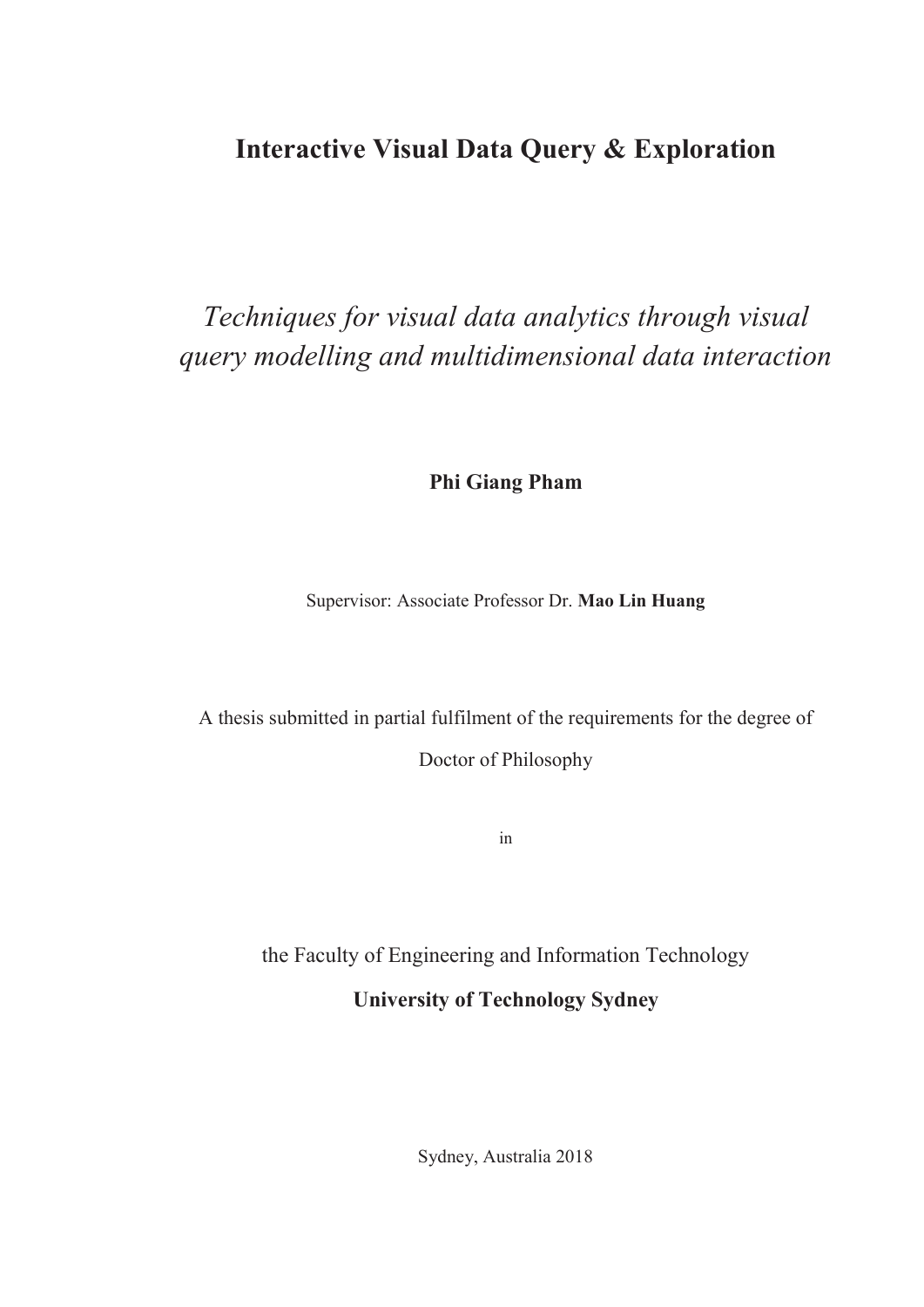# Interactive Visual Data Query & Exploration

*Techniques for visual data analytics through visual query modelling and multidimensional data interaction*

**Phi Giang Pham**

Supervisor: Associate Professor Dr. **Mao Lin Huang**

A thesis submitted in partial fulfilment of the requirements for the degree of

Doctor of Philosophy

in

the Faculty of Engineering and Information Technology

**University of Technology Sydney**

Sydney, Australia 2018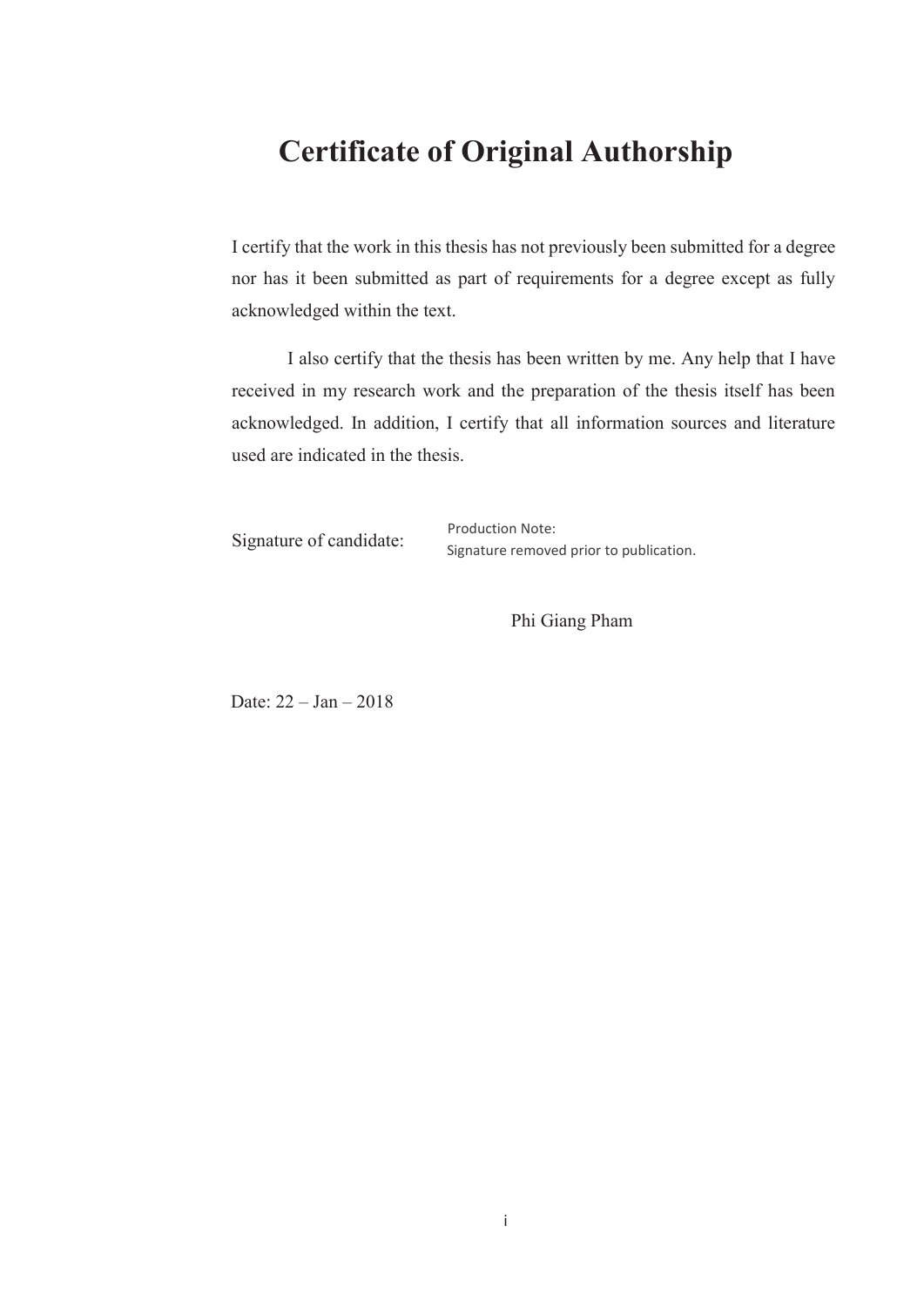# Certificate of Original Authorship

I certify that the work in this thesis has not previously been submitted for a degree nor has it been submitted as part of requirements for a degree except as fully acknowledged within the text.

I also certify that the thesis has been written by me. Any help that I have received in my research work and the preparation of the thesis itself has been acknowledged. In addition, I certify that all information sources and literature used are indicated in the thesis.

Signature of candidate: Production Note: Signature removed prior to publication.

Phi Giang Pham

Date: 22 – Jan – 2018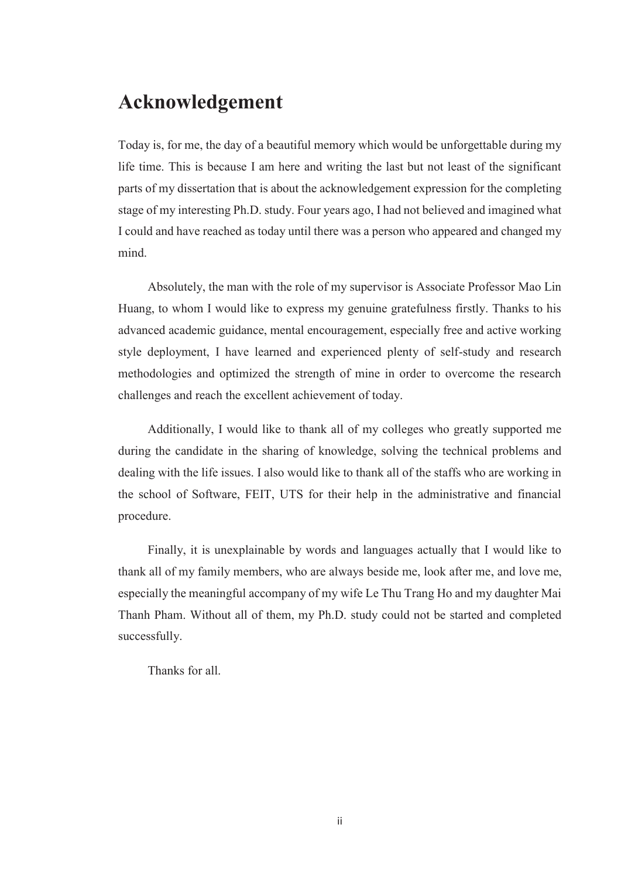# Acknowledgement

Today is, for me, the day of a beautiful memory which would be unforgettable during my life time. This is because I am here and writing the last but not least of the significant parts of my dissertation that is about the acknowledgement expression for the completing stage of my interesting Ph.D. study. Four years ago, I had not believed and imagined what I could and have reached as today until there was a person who appeared and changed my mind.

Absolutely, the man with the role of my supervisor is Associate Professor Mao Lin Huang, to whom I would like to express my genuine gratefulness firstly. Thanks to his advanced academic guidance, mental encouragement, especially free and active working style deployment, I have learned and experienced plenty of self-study and research methodologies and optimized the strength of mine in order to overcome the research challenges and reach the excellent achievement of today.

Additionally, I would like to thank all of my colleges who greatly supported me during the candidate in the sharing of knowledge, solving the technical problems and dealing with the life issues. I also would like to thank all of the staffs who are working in the school of Software, FEIT, UTS for their help in the administrative and financial procedure.

Finally, it is unexplainable by words and languages actually that I would like to thank all of my family members, who are always beside me, look after me, and love me, especially the meaningful accompany of my wife Le Thu Trang Ho and my daughter Mai Thanh Pham. Without all of them, my Ph.D. study could not be started and completed successfully.

Thanks for all.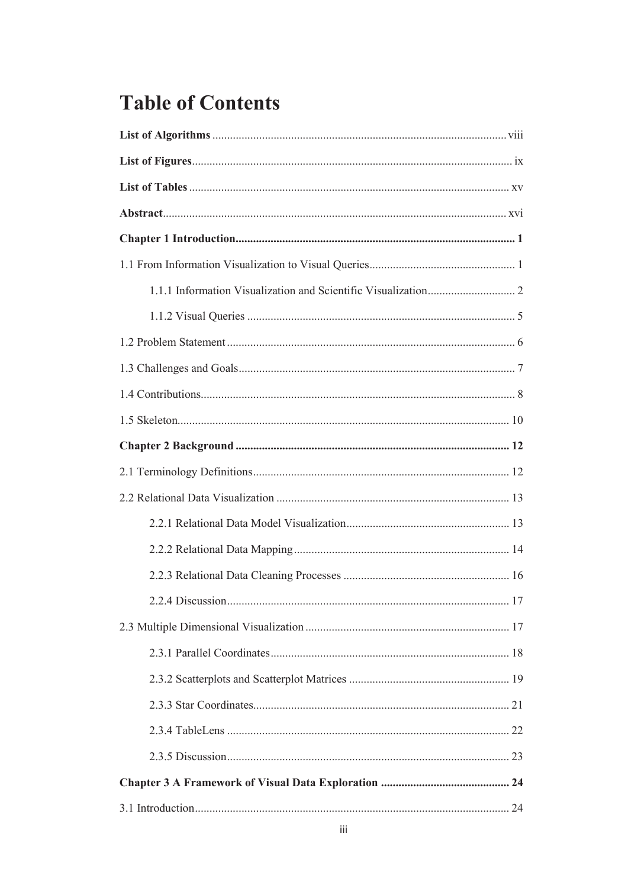# Table of Contents

**List of Algorithms** .................................................................................................... viii

**List of Figures**............................................................................................................ ix

**List of Tables** ............................................................................................................ xv

**Abstract**.................................................................................................................... xvi

**Chapter 1 Introduction............................................................................................... 1**

1.1 From Information Visualization to Visual Queries................................................. 1

    1.1.1 Information Visualization and Scientific Visualization.............................. 2

    1.1.2 Visual Queries ........................................................................................... 5

1.2 Problem Statement .................................................................................................. 6

1.3 Challenges and Goals.............................................................................................. 7

1.4 Contributions........................................................................................................... 8

1.5 Skeleton................................................................................................................. 10

**Chapter 2 Background ............................................................................................. 12**

2.1 Terminology Definitions....................................................................................... 12

2.2 Relational Data Visualization ............................................................................... 13

    2.2.1 Relational Data Model Visualization....................................................... 13

    2.2.2 Relational Data Mapping......................................................................... 14

    2.2.3 Relational Data Cleaning Processes ........................................................ 16

    2.2.4 Discussion................................................................................................ 17

2.3 Multiple Dimensional Visualization ..................................................................... 17

    2.3.1 Parallel Coordinates................................................................................. 18

    2.3.2 Scatterplots and Scatterplot Matrices ...................................................... 19

    2.3.3 Star Coordinates....................................................................................... 21

    2.3.4 TableLens ................................................................................................ 22

    2.3.5 Discussion................................................................................................ 23

**Chapter 3 A Framework of Visual Data Exploration ............................................ 24**

3.1 Introduction........................................................................................................... 24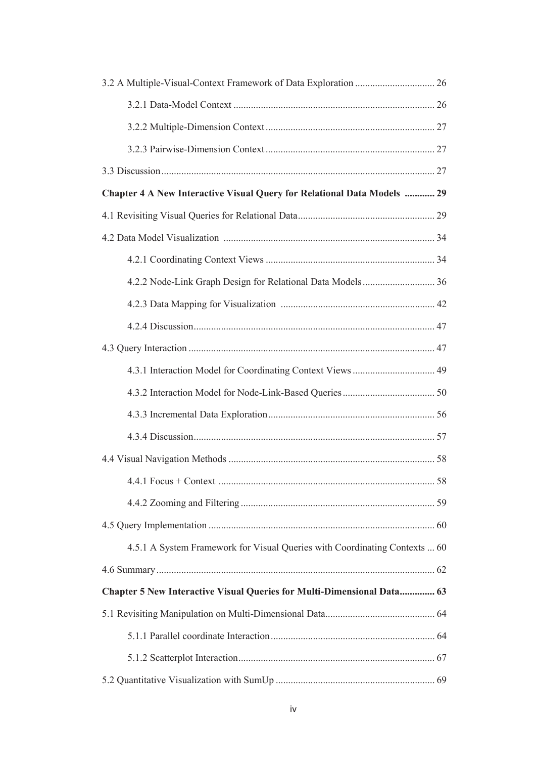3.2 A Multiple-Visual-Context Framework of Data Exploration ................................ 26

3.2.1 Data-Model Context ................................................................................ 26

3.2.2 Multiple-Dimension Context ................................................................... 27

3.2.3 Pairwise-Dimension Context ................................................................... 27

3.3 Discussion ............................................................................................................ 27

**Chapter 4 A New Interactive Visual Query for Relational Data Models ............ 29**

4.1 Revisiting Visual Queries for Relational Data ...................................................... 29

4.2 Data Model Visualization .................................................................................... 34

4.2.1 Coordinating Context Views ................................................................... 34

4.2.2 Node-Link Graph Design for Relational Data Models ............................ 36

4.2.3 Data Mapping for Visualization ............................................................. 42

4.2.4 Discussion ................................................................................................ 47

4.3 Query Interaction .................................................................................................. 47

4.3.1 Interaction Model for Coordinating Context Views ................................ 49

4.3.2 Interaction Model for Node-Link-Based Queries .................................... 50

4.3.3 Incremental Data Exploration .................................................................. 56

4.3.4 Discussion ................................................................................................ 57

4.4 Visual Navigation Methods .................................................................................. 58

4.4.1 Focus + Context ...................................................................................... 58

4.4.2 Zooming and Filtering ............................................................................. 59

4.5 Query Implementation .......................................................................................... 60

4.5.1 A System Framework for Visual Queries with Coordinating Contexts ... 60

4.6 Summary ............................................................................................................... 62

**Chapter 5 New Interactive Visual Queries for Multi-Dimensional Data .............. 63**

5.1 Revisiting Manipulation on Multi-Dimensional Data ........................................... 64

5.1.1 Parallel coordinate Interaction ................................................................. 64

5.1.2 Scatterplot Interaction .............................................................................. 67

5.2 Quantitative Visualization with SumUp ................................................................ 69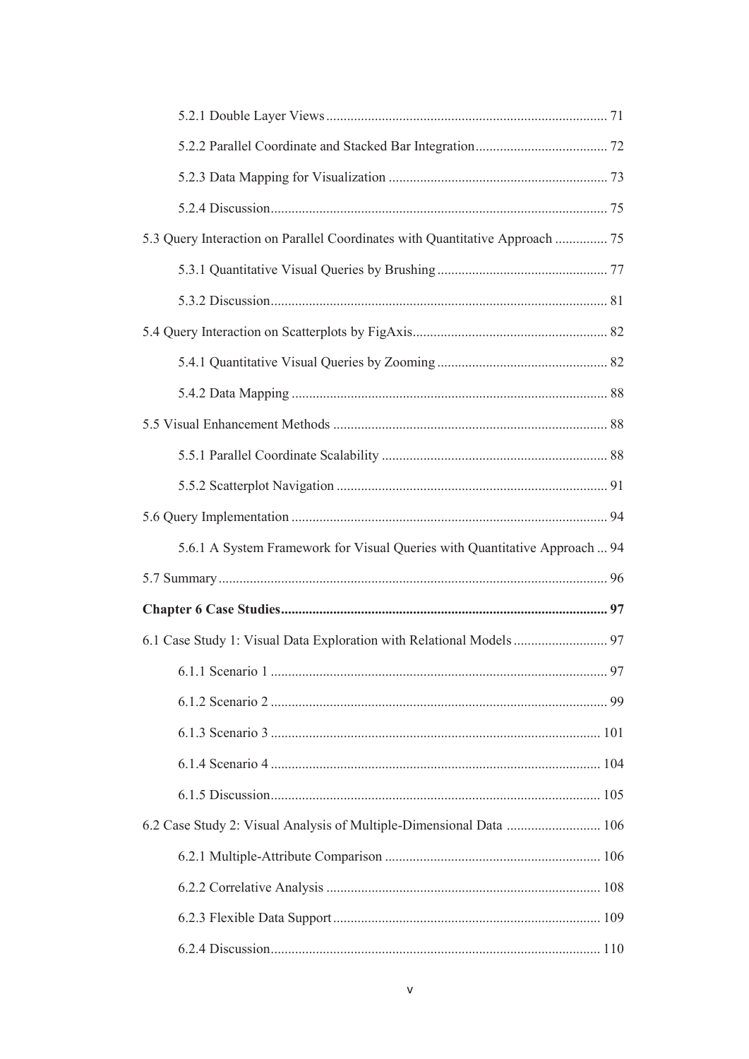5.2.1 Double Layer Views ................................................................................ 71

5.2.2 Parallel Coordinate and Stacked Bar Integration...................................... 72

5.2.3 Data Mapping for Visualization .............................................................. 73

5.2.4 Discussion................................................................................................ 75

5.3 Query Interaction on Parallel Coordinates with Quantitative Approach ............... 75

5.3.1 Quantitative Visual Queries by Brushing ................................................. 77

5.3.2 Discussion................................................................................................ 81

5.4 Query Interaction on Scatterplots by FigAxis........................................................ 82

5.4.1 Quantitative Visual Queries by Zooming ................................................. 82

5.4.2 Data Mapping .......................................................................................... 88

5.5 Visual Enhancement Methods .............................................................................. 88

5.5.1 Parallel Coordinate Scalability ................................................................. 88

5.5.2 Scatterplot Navigation ............................................................................. 91

5.6 Query Implementation .......................................................................................... 94

5.6.1 A System Framework for Visual Queries with Quantitative Approach ... 94

5.7 Summary ............................................................................................................... 96

**Chapter 6 Case Studies............................................................................................. 97**

6.1 Case Study 1: Visual Data Exploration with Relational Models ........................... 97

6.1.1 Scenario 1 ................................................................................................ 97

6.1.2 Scenario 2 ................................................................................................ 99

6.1.3 Scenario 3 .............................................................................................. 101

6.1.4 Scenario 4 .............................................................................................. 104

6.1.5 Discussion.............................................................................................. 105

6.2 Case Study 2: Visual Analysis of Multiple-Dimensional Data ........................... 106

6.2.1 Multiple-Attribute Comparison .............................................................. 106

6.2.2 Correlative Analysis .............................................................................. 108

6.2.3 Flexible Data Support ............................................................................ 109

6.2.4 Discussion.............................................................................................. 110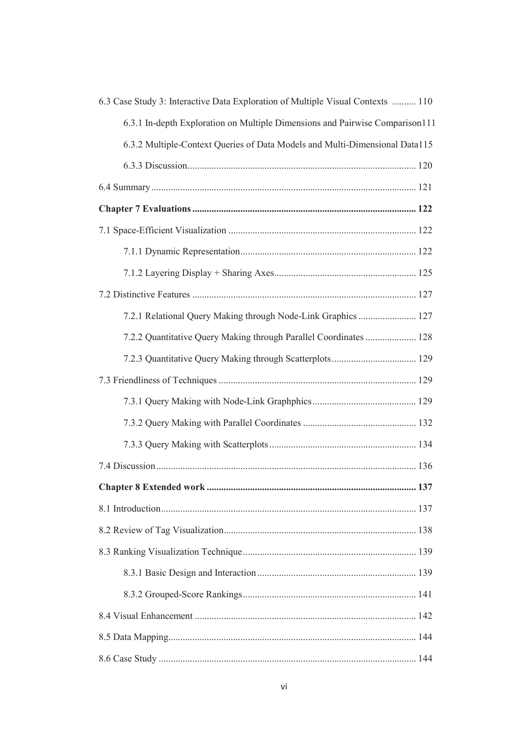6.3 Case Study 3: Interactive Data Exploration of Multiple Visual Contexts .......... 110

6.3.1 In-depth Exploration on Multiple Dimensions and Pairwise Comparison111

6.3.2 Multiple-Context Queries of Data Models and Multi-Dimensional Data115

6.3.3 Discussion............................................................................................. 120

6.4 Summary............................................................................................................ 121

**Chapter 7 Evaluations........................................................................................... 122**

7.1 Space-Efficient Visualization ............................................................................ 122

7.1.1 Dynamic Representation........................................................................ 122

7.1.2 Layering Display + Sharing Axes.......................................................... 125

7.2 Distinctive Features ........................................................................................... 127

7.2.1 Relational Query Making through Node-Link Graphics ........................ 127

7.2.2 Quantitative Query Making through Parallel Coordinates ..................... 128

7.2.3 Quantitative Query Making through Scatterplots................................... 129

7.3 Friendliness of Techniques ................................................................................ 129

7.3.1 Query Making with Node-Link Graphphics........................................... 129

7.3.2 Query Making with Parallel Coordinates ............................................... 132

7.3.3 Query Making with Scatterplots............................................................. 134

7.4 Discussion.......................................................................................................... 136

**Chapter 8 Extended work ..................................................................................... 137**

8.1 Introduction........................................................................................................ 137

8.2 Review of Tag Visualization.............................................................................. 138

8.3 Ranking Visualization Technique....................................................................... 139

8.3.1 Basic Design and Interaction ................................................................. 139

8.3.2 Grouped-Score Rankings....................................................................... 141

8.4 Visual Enhancement .......................................................................................... 142

8.5 Data Mapping..................................................................................................... 144

8.6 Case Study ......................................................................................................... 144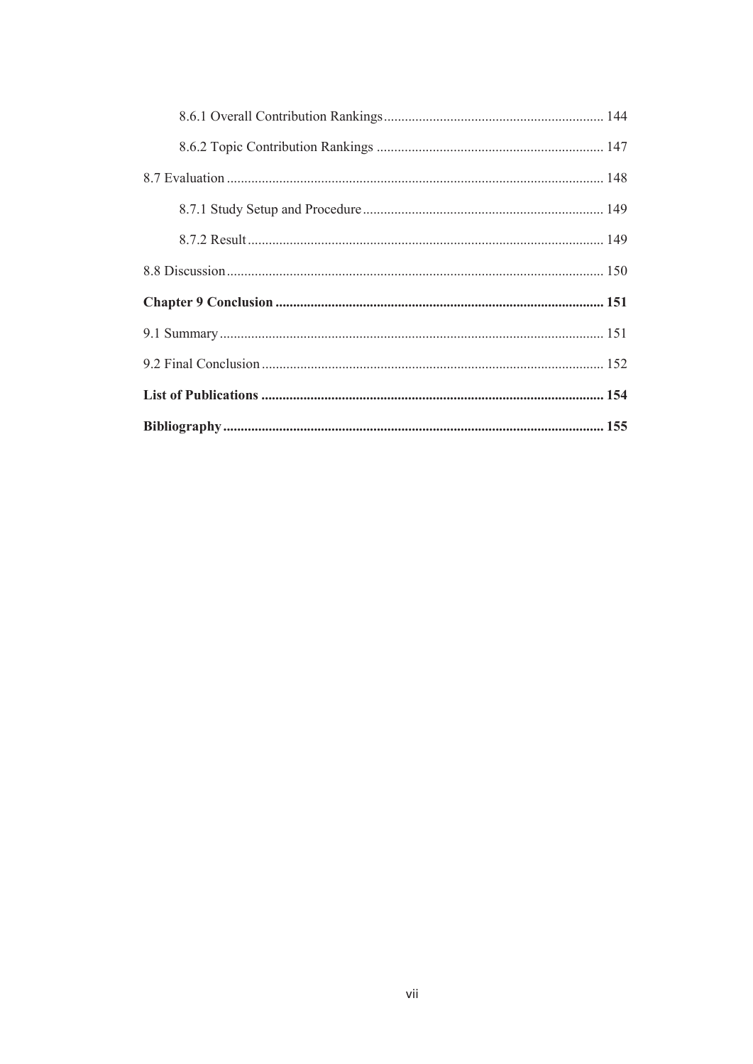8.6.1 Overall Contribution Rankings ..... 144

8.6.2 Topic Contribution Rankings ..... 147

8.7 Evaluation ..... 148

8.7.1 Study Setup and Procedure ..... 149

8.7.2 Result ..... 149

8.8 Discussion ..... 150

**Chapter 9 Conclusion ..... 151**

9.1 Summary ..... 151

9.2 Final Conclusion ..... 152

**List of Publications ..... 154**

**Bibliography ..... 155**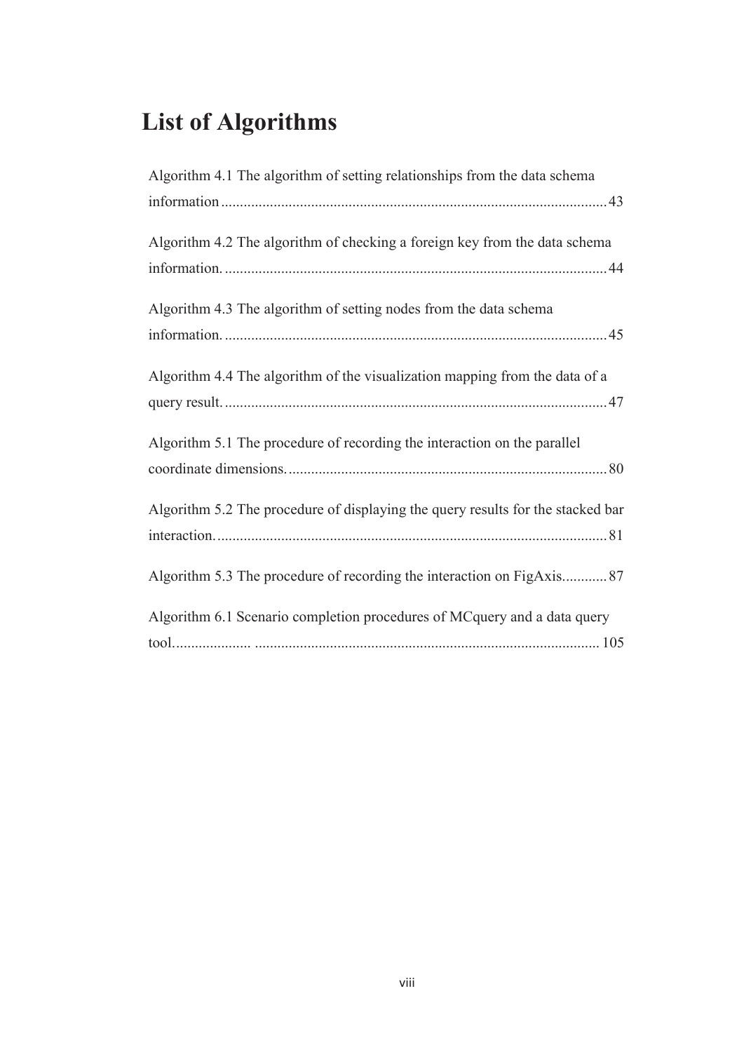# List of Algorithms

Algorithm 4.1 The algorithm of setting relationships from the data schema information .......................................................................................................43

Algorithm 4.2 The algorithm of checking a foreign key from the data schema information. ......................................................................................................44

Algorithm 4.3 The algorithm of setting nodes from the data schema information. ......................................................................................................45

Algorithm 4.4 The algorithm of the visualization mapping from the data of a query result. ......................................................................................................47

Algorithm 5.1 The procedure of recording the interaction on the parallel coordinate dimensions. .....................................................................................80

Algorithm 5.2 The procedure of displaying the query results for the stacked bar interaction. ........................................................................................................81

Algorithm 5.3 The procedure of recording the interaction on FigAxis............87

Algorithm 6.1 Scenario completion procedures of MCquery and a data query tool.................... ..........................................................................................105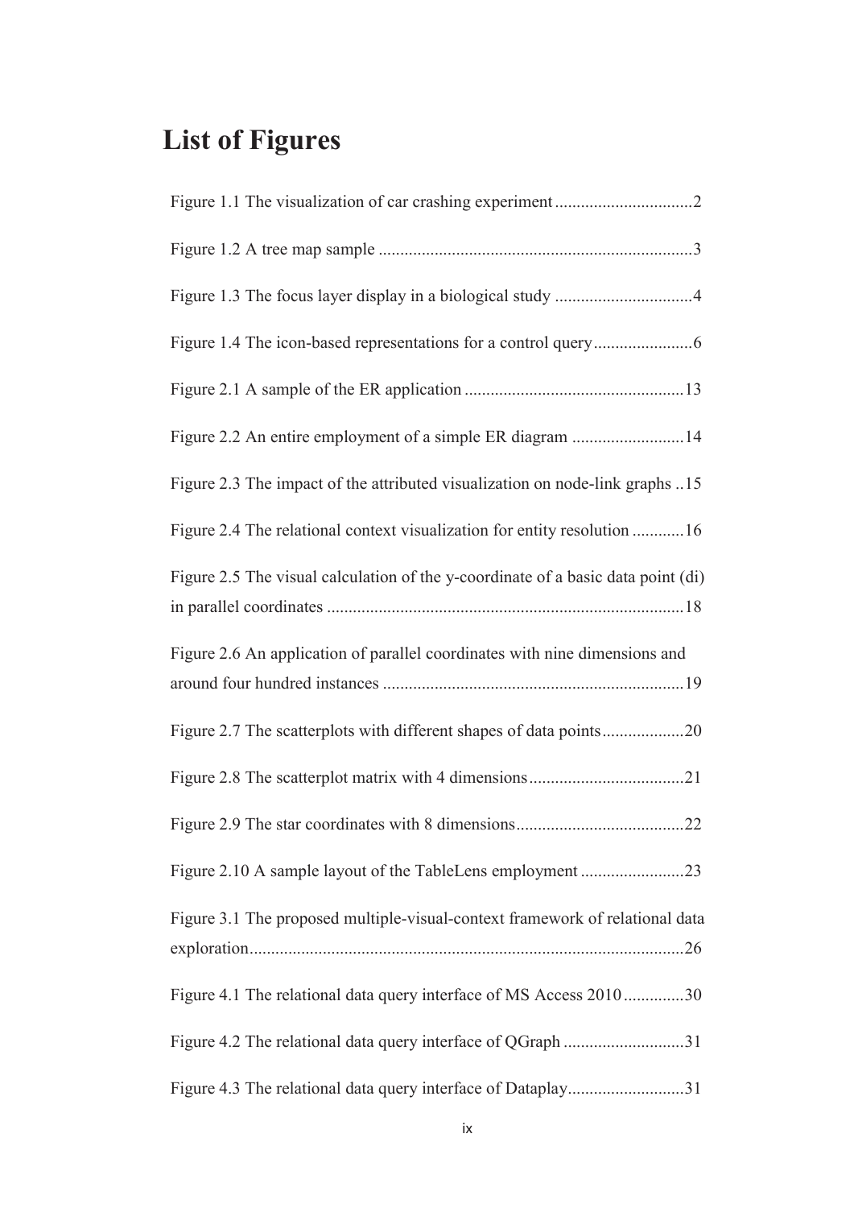# List of Figures

Figure 1.1 The visualization of car crashing experiment ................................2

Figure 1.2 A tree map sample ........................................................................3

Figure 1.3 The focus layer display in a biological study ................................4

Figure 1.4 The icon-based representations for a control query.......................6

Figure 2.1 A sample of the ER application ..................................................13

Figure 2.2 An entire employment of a simple ER diagram ..........................14

Figure 2.3 The impact of the attributed visualization on node-link graphs ..15

Figure 2.4 The relational context visualization for entity resolution ............16

Figure 2.5 The visual calculation of the y-coordinate of a basic data point (di) in parallel coordinates ..................................................................................18

Figure 2.6 An application of parallel coordinates with nine dimensions and around four hundred instances .....................................................................19

Figure 2.7 The scatterplots with different shapes of data points...................20

Figure 2.8 The scatterplot matrix with 4 dimensions....................................21

Figure 2.9 The star coordinates with 8 dimensions.......................................22

Figure 2.10 A sample layout of the TableLens employment ........................23

Figure 3.1 The proposed multiple-visual-context framework of relational data exploration....................................................................................................26

Figure 4.1 The relational data query interface of MS Access 2010..............30

Figure 4.2 The relational data query interface of QGraph ............................31

Figure 4.3 The relational data query interface of Dataplay...........................31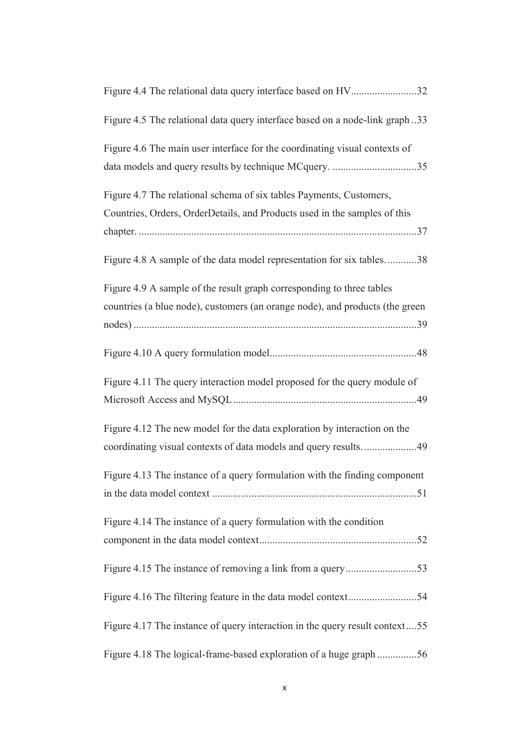Figure 4.4 The relational data query interface based on HV.........................32

Figure 4.5 The relational data query interface based on a node-link graph ..33

Figure 4.6 The main user interface for the coordinating visual contexts of data models and query results by technique MCquery. ................................35

Figure 4.7 The relational schema of six tables Payments, Customers, Countries, Orders, OrderDetails, and Products used in the samples of this chapter. .........................................................................................................37

Figure 4.8 A sample of the data model representation for six tables. ...........38

Figure 4.9 A sample of the result graph corresponding to three tables countries (a blue node), customers (an orange node), and products (the green nodes) ...........................................................................................................39

Figure 4.10 A query formulation model........................................................48

Figure 4.11 The query interaction model proposed for the query module of Microsoft Access and MySQL ......................................................................49

Figure 4.12 The new model for the data exploration by interaction on the coordinating visual contexts of data models and query results. ....................49

Figure 4.13 The instance of a query formulation with the finding component in the data model context .............................................................................51

Figure 4.14 The instance of a query formulation with the condition component in the data model context............................................................52

Figure 4.15 The instance of removing a link from a query...........................53

Figure 4.16 The filtering feature in the data model context..........................54

Figure 4.17 The instance of query interaction in the query result context....55

Figure 4.18 The logical-frame-based exploration of a huge graph ...............56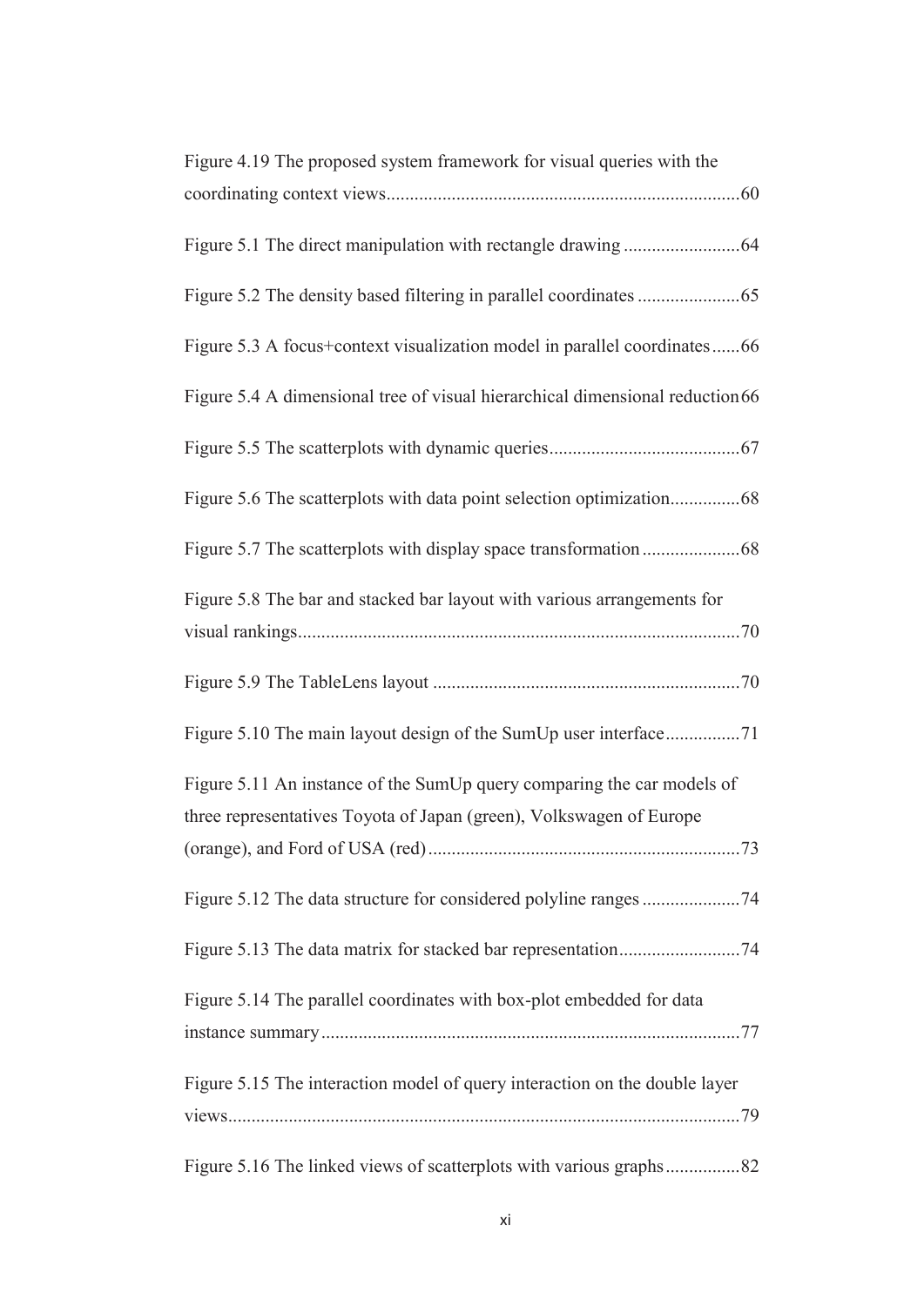Figure 4.19 The proposed system framework for visual queries with the coordinating context views....60

Figure 5.1 The direct manipulation with rectangle drawing....64

Figure 5.2 The density based filtering in parallel coordinates....65

Figure 5.3 A focus+context visualization model in parallel coordinates....66

Figure 5.4 A dimensional tree of visual hierarchical dimensional reduction....66

Figure 5.5 The scatterplots with dynamic queries....67

Figure 5.6 The scatterplots with data point selection optimization....68

Figure 5.7 The scatterplots with display space transformation....68

Figure 5.8 The bar and stacked bar layout with various arrangements for visual rankings....70

Figure 5.9 The TableLens layout....70

Figure 5.10 The main layout design of the SumUp user interface....71

Figure 5.11 An instance of the SumUp query comparing the car models of three representatives Toyota of Japan (green), Volkswagen of Europe (orange), and Ford of USA (red)....73

Figure 5.12 The data structure for considered polyline ranges....74

Figure 5.13 The data matrix for stacked bar representation....74

Figure 5.14 The parallel coordinates with box-plot embedded for data instance summary....77

Figure 5.15 The interaction model of query interaction on the double layer views....79

Figure 5.16 The linked views of scatterplots with various graphs....82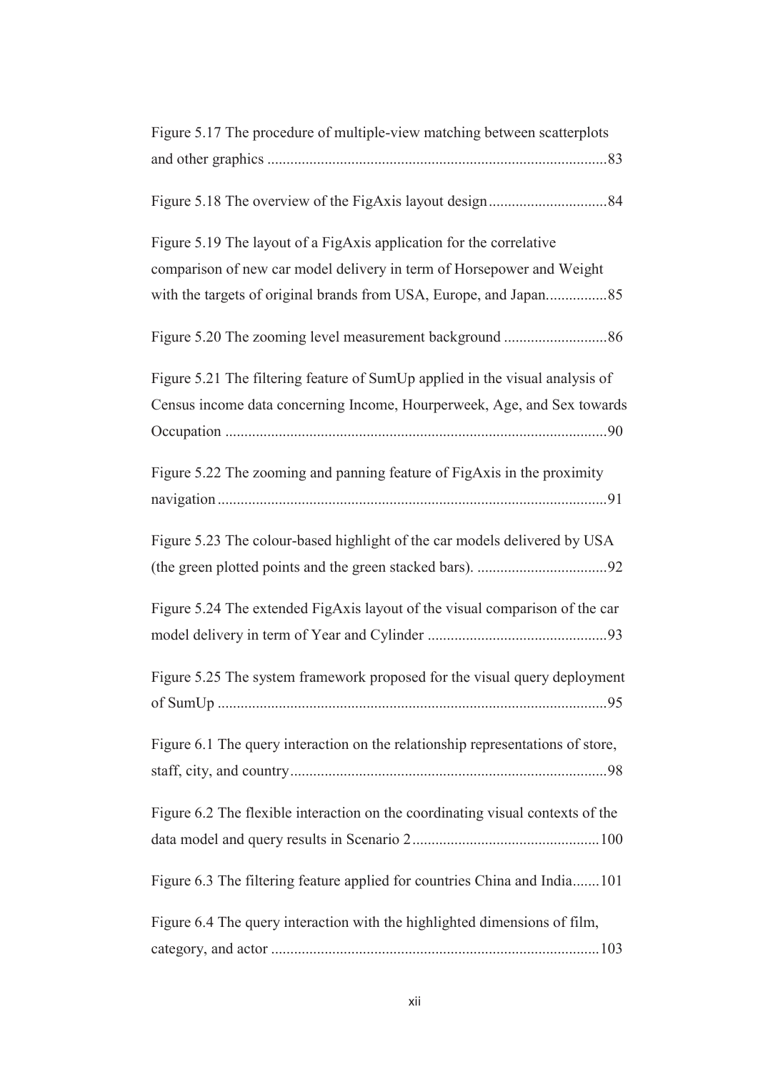Figure 5.17 The procedure of multiple-view matching between scatterplots and other graphics ........................................................................................83

Figure 5.18 The overview of the FigAxis layout design...............................84

Figure 5.19 The layout of a FigAxis application for the correlative comparison of new car model delivery in term of Horsepower and Weight with the targets of original brands from USA, Europe, and Japan................85

Figure 5.20 The zooming level measurement background ...........................86

Figure 5.21 The filtering feature of SumUp applied in the visual analysis of Census income data concerning Income, Hourperweek, Age, and Sex towards Occupation ...................................................................................................90

Figure 5.22 The zooming and panning feature of FigAxis in the proximity navigation.....................................................................................................91

Figure 5.23 The colour-based highlight of the car models delivered by USA (the green plotted points and the green stacked bars). ..................................92

Figure 5.24 The extended FigAxis layout of the visual comparison of the car model delivery in term of Year and Cylinder ...............................................93

Figure 5.25 The system framework proposed for the visual query deployment of SumUp .....................................................................................................95

Figure 6.1 The query interaction on the relationship representations of store, staff, city, and country..................................................................................98

Figure 6.2 The flexible interaction on the coordinating visual contexts of the data model and query results in Scenario 2.................................................100

Figure 6.3 The filtering feature applied for countries China and India.......101

Figure 6.4 The query interaction with the highlighted dimensions of film, category, and actor .....................................................................................103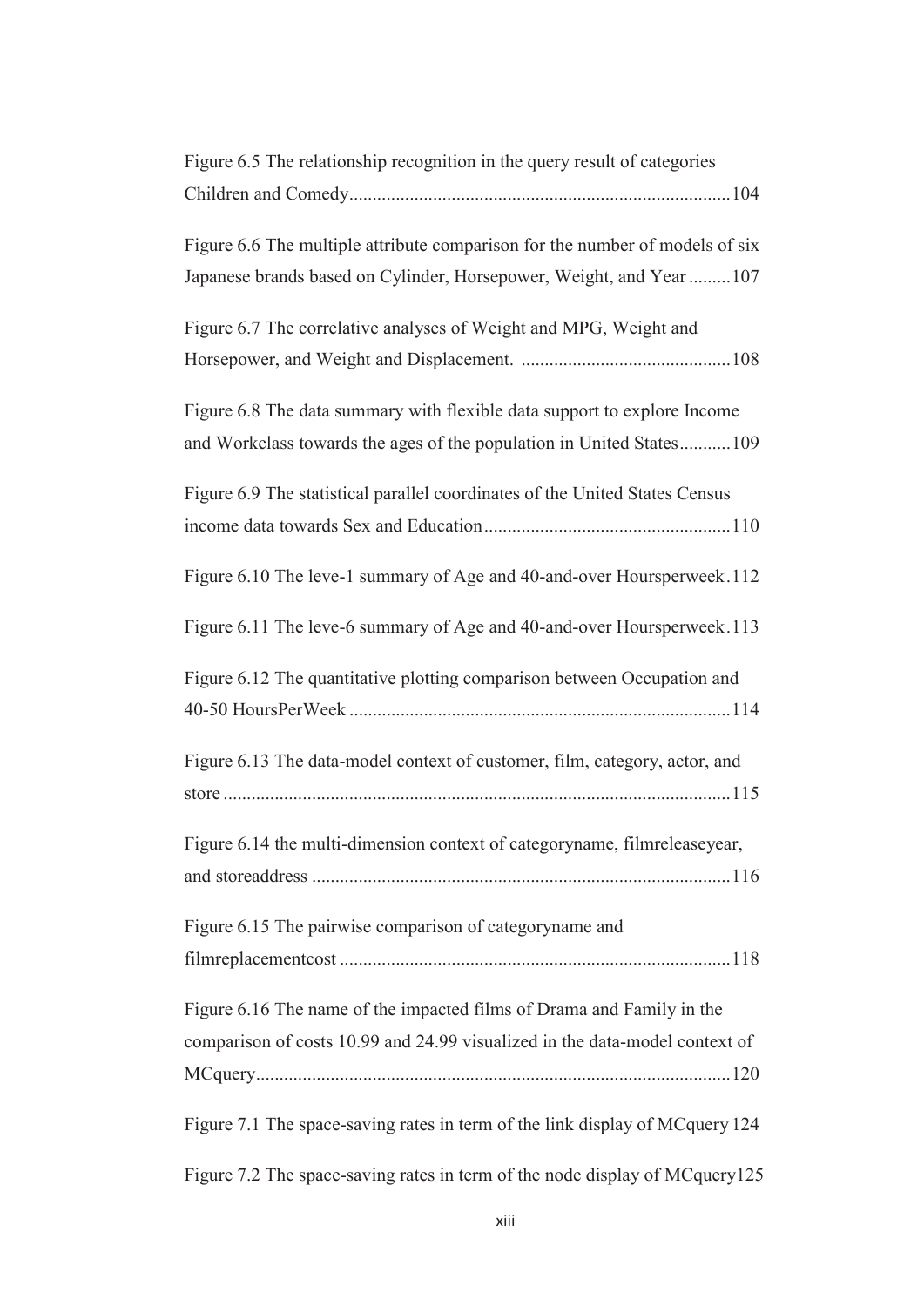Figure 6.5 The relationship recognition in the query result of categories Children and Comedy.......104

Figure 6.6 The multiple attribute comparison for the number of models of six Japanese brands based on Cylinder, Horsepower, Weight, and Year.........107

Figure 6.7 The correlative analyses of Weight and MPG, Weight and Horsepower, and Weight and Displacement. .......108

Figure 6.8 The data summary with flexible data support to explore Income and Workclass towards the ages of the population in United States...........109

Figure 6.9 The statistical parallel coordinates of the United States Census income data towards Sex and Education.......110

Figure 6.10 The leve-1 summary of Age and 40-and-over Hoursperweek.112

Figure 6.11 The leve-6 summary of Age and 40-and-over Hoursperweek.113

Figure 6.12 The quantitative plotting comparison between Occupation and 40-50 HoursPerWeek.......114

Figure 6.13 The data-model context of customer, film, category, actor, and store.......115

Figure 6.14 the multi-dimension context of categoryname, filmreleaseyear, and storeaddress.......116

Figure 6.15 The pairwise comparison of categoryname and filmreplacementcost.......118

Figure 6.16 The name of the impacted films of Drama and Family in the comparison of costs 10.99 and 24.99 visualized in the data-model context of MCquery.......120

Figure 7.1 The space-saving rates in term of the link display of MCquery 124

Figure 7.2 The space-saving rates in term of the node display of MCquery125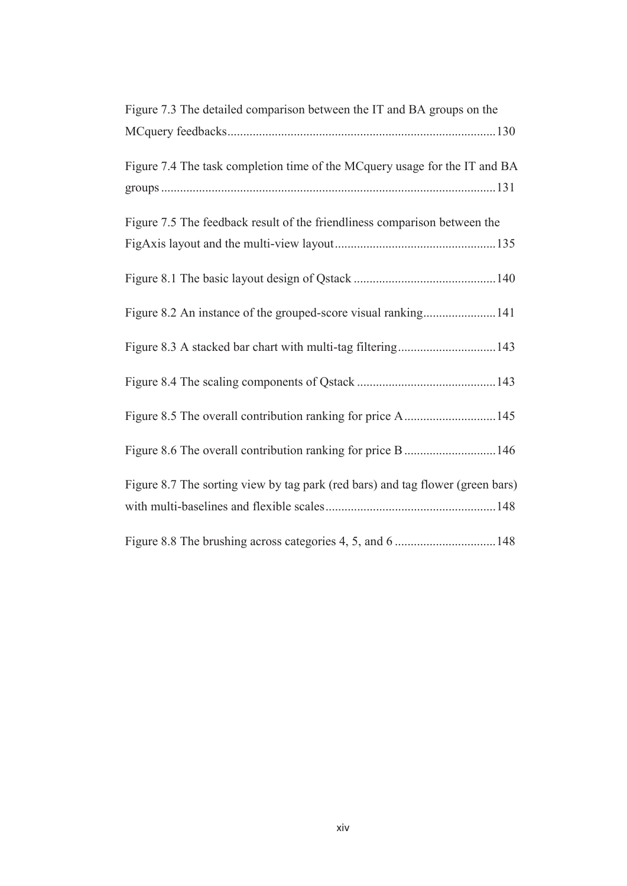Figure 7.3 The detailed comparison between the IT and BA groups on the MCquery feedbacks....................................................................................130

Figure 7.4 The task completion time of the MCquery usage for the IT and BA groups.........................................................................................................131

Figure 7.5 The feedback result of the friendliness comparison between the FigAxis layout and the multi-view layout...................................................135

Figure 8.1 The basic layout design of Qstack .............................................140

Figure 8.2 An instance of the grouped-score visual ranking.......................141

Figure 8.3 A stacked bar chart with multi-tag filtering...............................143

Figure 8.4 The scaling components of Qstack ............................................143

Figure 8.5 The overall contribution ranking for price A.............................145

Figure 8.6 The overall contribution ranking for price B .............................146

Figure 8.7 The sorting view by tag park (red bars) and tag flower (green bars) with multi-baselines and flexible scales.....................................................148

Figure 8.8 The brushing across categories 4, 5, and 6 ................................148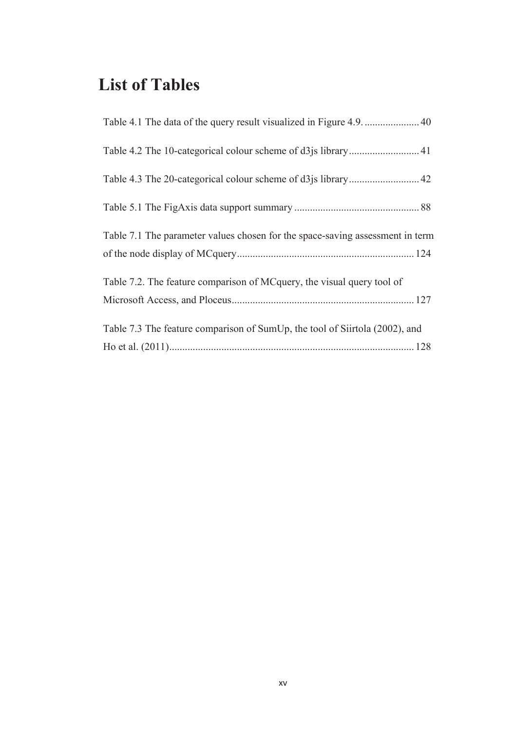# List of Tables

Table 4.1 The data of the query result visualized in Figure 4.9. ..................... 40

Table 4.2 The 10-categorical colour scheme of d3js library ........................... 41

Table 4.3 The 20-categorical colour scheme of d3js library ........................... 42

Table 5.1 The FigAxis data support summary ................................................ 88

Table 7.1 The parameter values chosen for the space-saving assessment in term of the node display of MCquery ................................................................... 124

Table 7.2. The feature comparison of MCquery, the visual query tool of Microsoft Access, and Ploceus ...................................................................... 127

Table 7.3 The feature comparison of SumUp, the tool of Siirtola (2002), and Ho et al. (2011) ............................................................................................ 128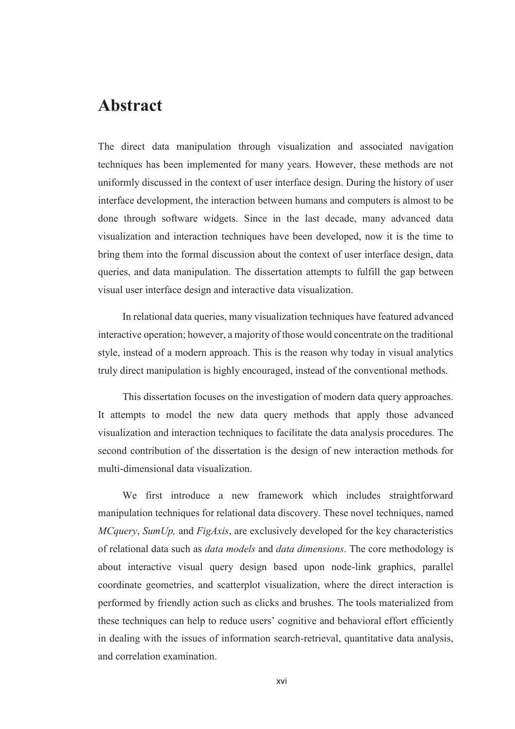# Abstract

The direct data manipulation through visualization and associated navigation techniques has been implemented for many years. However, these methods are not uniformly discussed in the context of user interface design. During the history of user interface development, the interaction between humans and computers is almost to be done through software widgets. Since in the last decade, many advanced data visualization and interaction techniques have been developed, now it is the time to bring them into the formal discussion about the context of user interface design, data queries, and data manipulation. The dissertation attempts to fulfill the gap between visual user interface design and interactive data visualization.

In relational data queries, many visualization techniques have featured advanced interactive operation; however, a majority of those would concentrate on the traditional style, instead of a modern approach. This is the reason why today in visual analytics truly direct manipulation is highly encouraged, instead of the conventional methods.

This dissertation focuses on the investigation of modern data query approaches. It attempts to model the new data query methods that apply those advanced visualization and interaction techniques to facilitate the data analysis procedures. The second contribution of the dissertation is the design of new interaction methods for multi-dimensional data visualization.

We first introduce a new framework which includes straightforward manipulation techniques for relational data discovery. These novel techniques, named *MCquery*, *SumUp,* and *FigAxis*, are exclusively developed for the key characteristics of relational data such as *data models* and *data dimensions*. The core methodology is about interactive visual query design based upon node-link graphics, parallel coordinate geometries, and scatterplot visualization, where the direct interaction is performed by friendly action such as clicks and brushes. The tools materialized from these techniques can help to reduce users' cognitive and behavioral effort efficiently in dealing with the issues of information search-retrieval, quantitative data analysis, and correlation examination.